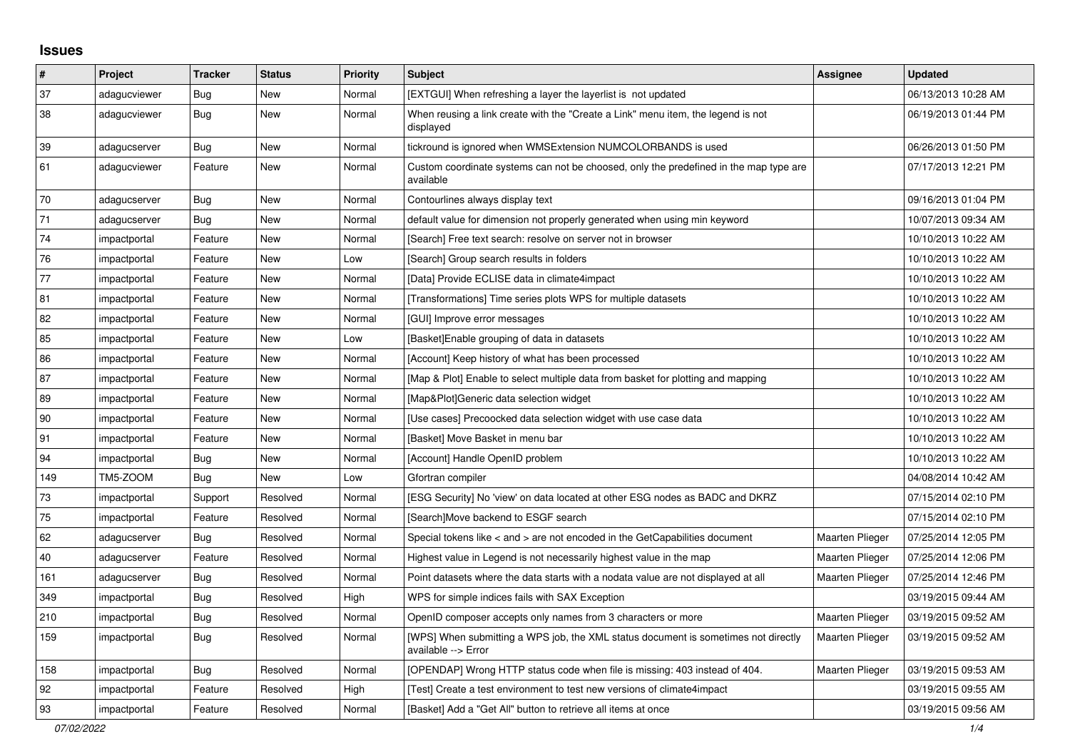# Issues

| # | Project | Tracker | Status | Priority | Subject | Assignee | Updated |
|---|---|---|---|---|---|---|---|
| 37 | adagucviewer | Bug | New | Normal | [EXTGUI] When refreshing a layer the layerlist is not updated | | 06/13/2013 10:28 AM |
| 38 | adagucviewer | Bug | New | Normal | When reusing a link create with the "Create a Link" menu item, the legend is not displayed | | 06/19/2013 01:44 PM |
| 39 | adagucserver | Bug | New | Normal | tickround is ignored when WMSExtension NUMCOLORBANDS is used | | 06/26/2013 01:50 PM |
| 61 | adagucviewer | Feature | New | Normal | Custom coordinate systems can not be choosed, only the predefined in the map type are available | | 07/17/2013 12:21 PM |
| 70 | adagucserver | Bug | New | Normal | Contourlines always display text | | 09/16/2013 01:04 PM |
| 71 | adagucserver | Bug | New | Normal | default value for dimension not properly generated when using min keyword | | 10/07/2013 09:34 AM |
| 74 | impactportal | Feature | New | Normal | [Search] Free text search: resolve on server not in browser | | 10/10/2013 10:22 AM |
| 76 | impactportal | Feature | New | Low | [Search] Group search results in folders | | 10/10/2013 10:22 AM |
| 77 | impactportal | Feature | New | Normal | [Data] Provide ECLISE data in climate4impact | | 10/10/2013 10:22 AM |
| 81 | impactportal | Feature | New | Normal | [Transformations] Time series plots WPS for multiple datasets | | 10/10/2013 10:22 AM |
| 82 | impactportal | Feature | New | Normal | [GUI] Improve error messages | | 10/10/2013 10:22 AM |
| 85 | impactportal | Feature | New | Low | [Basket]Enable grouping of data in datasets | | 10/10/2013 10:22 AM |
| 86 | impactportal | Feature | New | Normal | [Account] Keep history of what has been processed | | 10/10/2013 10:22 AM |
| 87 | impactportal | Feature | New | Normal | [Map & Plot] Enable to select multiple data from basket for plotting and mapping | | 10/10/2013 10:22 AM |
| 89 | impactportal | Feature | New | Normal | [Map&Plot]Generic data selection widget | | 10/10/2013 10:22 AM |
| 90 | impactportal | Feature | New | Normal | [Use cases] Precoocked data selection widget with use case data | | 10/10/2013 10:22 AM |
| 91 | impactportal | Feature | New | Normal | [Basket] Move Basket in menu bar | | 10/10/2013 10:22 AM |
| 94 | impactportal | Bug | New | Normal | [Account] Handle OpenID problem | | 10/10/2013 10:22 AM |
| 149 | TM5-ZOOM | Bug | New | Low | Gfortran compiler | | 04/08/2014 10:42 AM |
| 73 | impactportal | Support | Resolved | Normal | [ESG Security] No 'view' on data located at other ESG nodes as BADC and DKRZ | | 07/15/2014 02:10 PM |
| 75 | impactportal | Feature | Resolved | Normal | [Search]Move backend to ESGF search | | 07/15/2014 02:10 PM |
| 62 | adagucserver | Bug | Resolved | Normal | Special tokens like < and > are not encoded in the GetCapabilities document | Maarten Plieger | 07/25/2014 12:05 PM |
| 40 | adagucserver | Feature | Resolved | Normal | Highest value in Legend is not necessarily highest value in the map | Maarten Plieger | 07/25/2014 12:06 PM |
| 161 | adagucserver | Bug | Resolved | Normal | Point datasets where the data starts with a nodata value are not displayed at all | Maarten Plieger | 07/25/2014 12:46 PM |
| 349 | impactportal | Bug | Resolved | High | WPS for simple indices fails with SAX Exception | | 03/19/2015 09:44 AM |
| 210 | impactportal | Bug | Resolved | Normal | OpenID composer accepts only names from 3 characters or more | Maarten Plieger | 03/19/2015 09:52 AM |
| 159 | impactportal | Bug | Resolved | Normal | [WPS] When submitting a WPS job, the XML status document is sometimes not directly available --> Error | Maarten Plieger | 03/19/2015 09:52 AM |
| 158 | impactportal | Bug | Resolved | Normal | [OPENDAP] Wrong HTTP status code when file is missing: 403 instead of 404. | Maarten Plieger | 03/19/2015 09:53 AM |
| 92 | impactportal | Feature | Resolved | High | [Test] Create a test environment to test new versions of climate4impact | | 03/19/2015 09:55 AM |
| 93 | impactportal | Feature | Resolved | Normal | [Basket] Add a "Get All" button to retrieve all items at once | | 03/19/2015 09:56 AM |

*07/02/2022*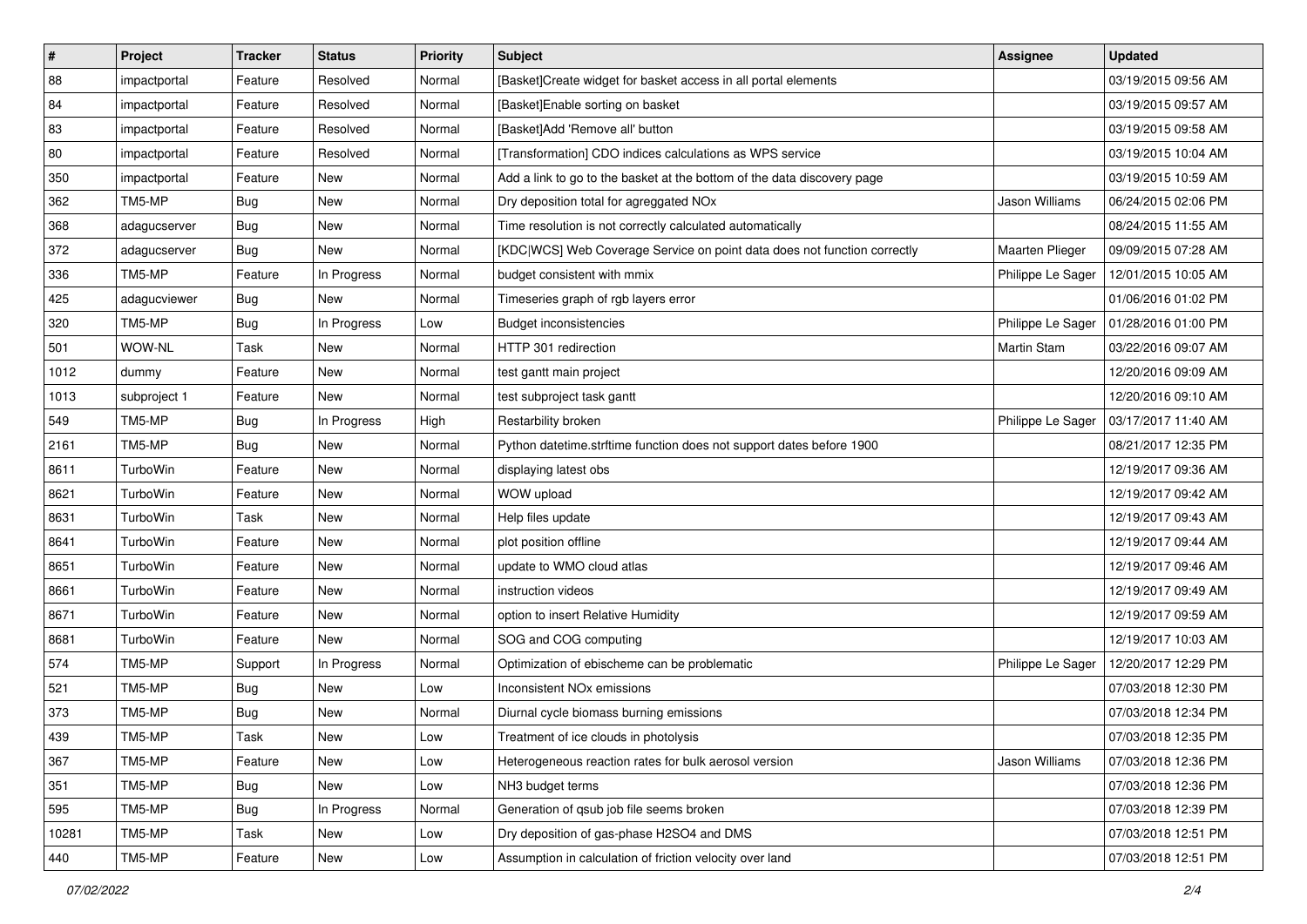| # | Project | Tracker | Status | Priority | Subject | Assignee | Updated |
|---|---|---|---|---|---|---|---|
| 88 | impactportal | Feature | Resolved | Normal | [Basket]Create widget for basket access in all portal elements | | 03/19/2015 09:56 AM |
| 84 | impactportal | Feature | Resolved | Normal | [Basket]Enable sorting on basket | | 03/19/2015 09:57 AM |
| 83 | impactportal | Feature | Resolved | Normal | [Basket]Add 'Remove all' button | | 03/19/2015 09:58 AM |
| 80 | impactportal | Feature | Resolved | Normal | [Transformation] CDO indices calculations as WPS service | | 03/19/2015 10:04 AM |
| 350 | impactportal | Feature | New | Normal | Add a link to go to the basket at the bottom of the data discovery page | | 03/19/2015 10:59 AM |
| 362 | TM5-MP | Bug | New | Normal | Dry deposition total for agreggated NOx | Jason Williams | 06/24/2015 02:06 PM |
| 368 | adagucserver | Bug | New | Normal | Time resolution is not correctly calculated automatically | | 08/24/2015 11:55 AM |
| 372 | adagucserver | Bug | New | Normal | [KDC\|WCS] Web Coverage Service on point data does not function correctly | Maarten Plieger | 09/09/2015 07:28 AM |
| 336 | TM5-MP | Feature | In Progress | Normal | budget consistent with mmix | Philippe Le Sager | 12/01/2015 10:05 AM |
| 425 | adagucviewer | Bug | New | Normal | Timeseries graph of rgb layers error | | 01/06/2016 01:02 PM |
| 320 | TM5-MP | Bug | In Progress | Low | Budget inconsistencies | Philippe Le Sager | 01/28/2016 01:00 PM |
| 501 | WOW-NL | Task | New | Normal | HTTP 301 redirection | Martin Stam | 03/22/2016 09:07 AM |
| 1012 | dummy | Feature | New | Normal | test gantt main project | | 12/20/2016 09:09 AM |
| 1013 | subproject 1 | Feature | New | Normal | test subproject task gantt | | 12/20/2016 09:10 AM |
| 549 | TM5-MP | Bug | In Progress | High | Restarbility broken | Philippe Le Sager | 03/17/2017 11:40 AM |
| 2161 | TM5-MP | Bug | New | Normal | Python datetime.strftime function does not support dates before 1900 | | 08/21/2017 12:35 PM |
| 8611 | TurboWin | Feature | New | Normal | displaying latest obs | | 12/19/2017 09:36 AM |
| 8621 | TurboWin | Feature | New | Normal | WOW upload | | 12/19/2017 09:42 AM |
| 8631 | TurboWin | Task | New | Normal | Help files update | | 12/19/2017 09:43 AM |
| 8641 | TurboWin | Feature | New | Normal | plot position offline | | 12/19/2017 09:44 AM |
| 8651 | TurboWin | Feature | New | Normal | update to WMO cloud atlas | | 12/19/2017 09:46 AM |
| 8661 | TurboWin | Feature | New | Normal | instruction videos | | 12/19/2017 09:49 AM |
| 8671 | TurboWin | Feature | New | Normal | option to insert Relative Humidity | | 12/19/2017 09:59 AM |
| 8681 | TurboWin | Feature | New | Normal | SOG and COG computing | | 12/19/2017 10:03 AM |
| 574 | TM5-MP | Support | In Progress | Normal | Optimization of ebischeme can be problematic | Philippe Le Sager | 12/20/2017 12:29 PM |
| 521 | TM5-MP | Bug | New | Low | Inconsistent NOx emissions | | 07/03/2018 12:30 PM |
| 373 | TM5-MP | Bug | New | Normal | Diurnal cycle biomass burning emissions | | 07/03/2018 12:34 PM |
| 439 | TM5-MP | Task | New | Low | Treatment of ice clouds in photolysis | | 07/03/2018 12:35 PM |
| 367 | TM5-MP | Feature | New | Low | Heterogeneous reaction rates for bulk aerosol version | Jason Williams | 07/03/2018 12:36 PM |
| 351 | TM5-MP | Bug | New | Low | NH3 budget terms | | 07/03/2018 12:36 PM |
| 595 | TM5-MP | Bug | In Progress | Normal | Generation of qsub job file seems broken | | 07/03/2018 12:39 PM |
| 10281 | TM5-MP | Task | New | Low | Dry deposition of gas-phase H2SO4 and DMS | | 07/03/2018 12:51 PM |
| 440 | TM5-MP | Feature | New | Low | Assumption in calculation of friction velocity over land | | 07/03/2018 12:51 PM |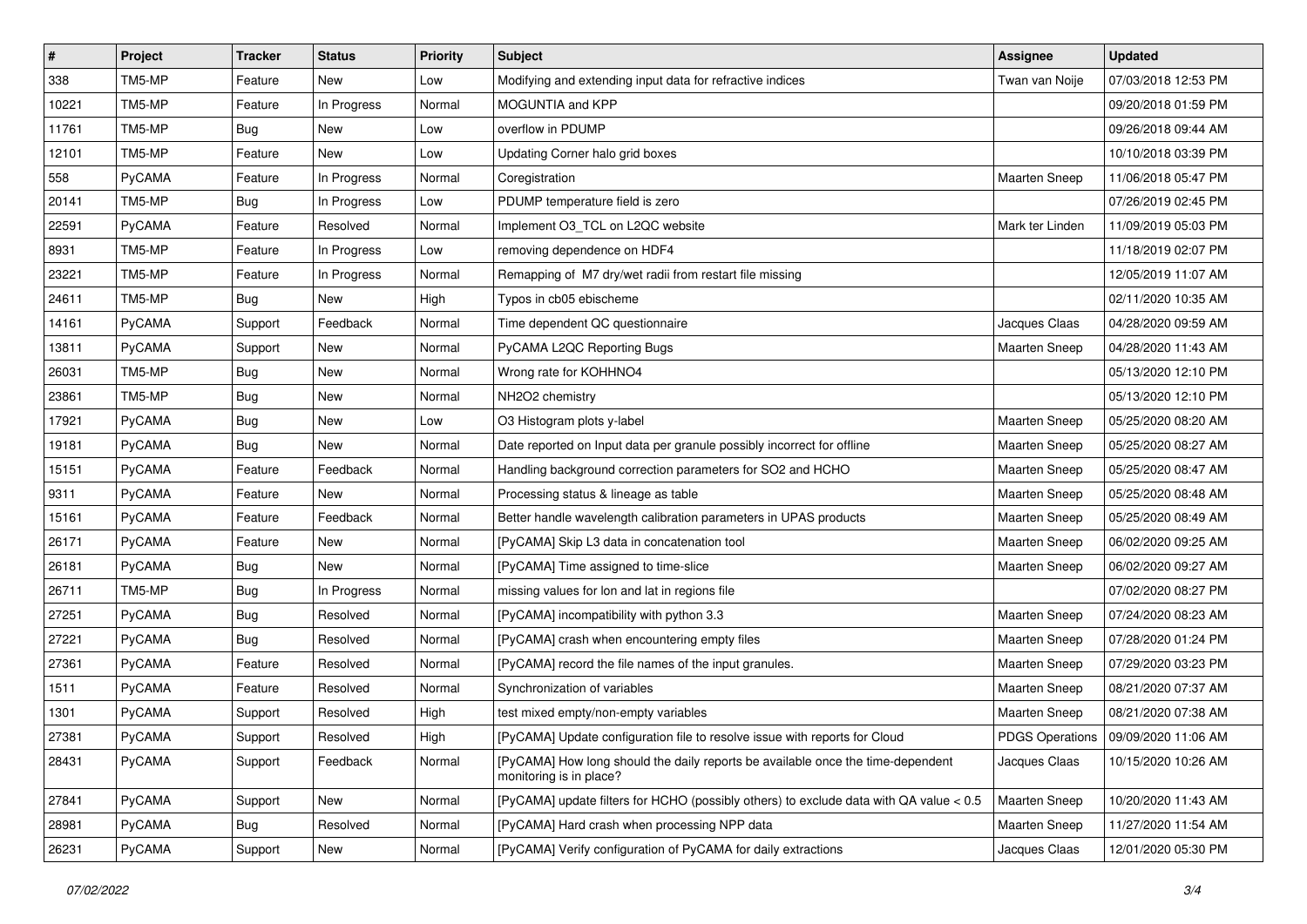| # | Project | Tracker | Status | Priority | Subject | Assignee | Updated |
|---|---|---|---|---|---|---|---|
| 338 | TM5-MP | Feature | New | Low | Modifying and extending input data for refractive indices | Twan van Noije | 07/03/2018 12:53 PM |
| 10221 | TM5-MP | Feature | In Progress | Normal | MOGUNTIA and KPP | | 09/20/2018 01:59 PM |
| 11761 | TM5-MP | Bug | New | Low | overflow in PDUMP | | 09/26/2018 09:44 AM |
| 12101 | TM5-MP | Feature | New | Low | Updating Corner halo grid boxes | | 10/10/2018 03:39 PM |
| 558 | PyCAMA | Feature | In Progress | Normal | Coregistration | Maarten Sneep | 11/06/2018 05:47 PM |
| 20141 | TM5-MP | Bug | In Progress | Low | PDUMP temperature field is zero | | 07/26/2019 02:45 PM |
| 22591 | PyCAMA | Feature | Resolved | Normal | Implement O3_TCL on L2QC website | Mark ter Linden | 11/09/2019 05:03 PM |
| 8931 | TM5-MP | Feature | In Progress | Low | removing dependence on HDF4 | | 11/18/2019 02:07 PM |
| 23221 | TM5-MP | Feature | In Progress | Normal | Remapping of M7 dry/wet radii from restart file missing | | 12/05/2019 11:07 AM |
| 24611 | TM5-MP | Bug | New | High | Typos in cb05 ebischeme | | 02/11/2020 10:35 AM |
| 14161 | PyCAMA | Support | Feedback | Normal | Time dependent QC questionnaire | Jacques Claas | 04/28/2020 09:59 AM |
| 13811 | PyCAMA | Support | New | Normal | PyCAMA L2QC Reporting Bugs | Maarten Sneep | 04/28/2020 11:43 AM |
| 26031 | TM5-MP | Bug | New | Normal | Wrong rate for KOHHNO4 | | 05/13/2020 12:10 PM |
| 23861 | TM5-MP | Bug | New | Normal | NH2O2 chemistry | | 05/13/2020 12:10 PM |
| 17921 | PyCAMA | Bug | New | Low | O3 Histogram plots y-label | Maarten Sneep | 05/25/2020 08:20 AM |
| 19181 | PyCAMA | Bug | New | Normal | Date reported on Input data per granule possibly incorrect for offline | Maarten Sneep | 05/25/2020 08:27 AM |
| 15151 | PyCAMA | Feature | Feedback | Normal | Handling background correction parameters for SO2 and HCHO | Maarten Sneep | 05/25/2020 08:47 AM |
| 9311 | PyCAMA | Feature | New | Normal | Processing status & lineage as table | Maarten Sneep | 05/25/2020 08:48 AM |
| 15161 | PyCAMA | Feature | Feedback | Normal | Better handle wavelength calibration parameters in UPAS products | Maarten Sneep | 05/25/2020 08:49 AM |
| 26171 | PyCAMA | Feature | New | Normal | [PyCAMA] Skip L3 data in concatenation tool | Maarten Sneep | 06/02/2020 09:25 AM |
| 26181 | PyCAMA | Bug | New | Normal | [PyCAMA] Time assigned to time-slice | Maarten Sneep | 06/02/2020 09:27 AM |
| 26711 | TM5-MP | Bug | In Progress | Normal | missing values for lon and lat in regions file | | 07/02/2020 08:27 PM |
| 27251 | PyCAMA | Bug | Resolved | Normal | [PyCAMA] incompatibility with python 3.3 | Maarten Sneep | 07/24/2020 08:23 AM |
| 27221 | PyCAMA | Bug | Resolved | Normal | [PyCAMA] crash when encountering empty files | Maarten Sneep | 07/28/2020 01:24 PM |
| 27361 | PyCAMA | Feature | Resolved | Normal | [PyCAMA] record the file names of the input granules. | Maarten Sneep | 07/29/2020 03:23 PM |
| 1511 | PyCAMA | Feature | Resolved | Normal | Synchronization of variables | Maarten Sneep | 08/21/2020 07:37 AM |
| 1301 | PyCAMA | Support | Resolved | High | test mixed empty/non-empty variables | Maarten Sneep | 08/21/2020 07:38 AM |
| 27381 | PyCAMA | Support | Resolved | High | [PyCAMA] Update configuration file to resolve issue with reports for Cloud | PDGS Operations | 09/09/2020 11:06 AM |
| 28431 | PyCAMA | Support | Feedback | Normal | [PyCAMA] How long should the daily reports be available once the time-dependent monitoring is in place? | Jacques Claas | 10/15/2020 10:26 AM |
| 27841 | PyCAMA | Support | New | Normal | [PyCAMA] update filters for HCHO (possibly others) to exclude data with QA value < 0.5 | Maarten Sneep | 10/20/2020 11:43 AM |
| 28981 | PyCAMA | Bug | Resolved | Normal | [PyCAMA] Hard crash when processing NPP data | Maarten Sneep | 11/27/2020 11:54 AM |
| 26231 | PyCAMA | Support | New | Normal | [PyCAMA] Verify configuration of PyCAMA for daily extractions | Jacques Claas | 12/01/2020 05:30 PM |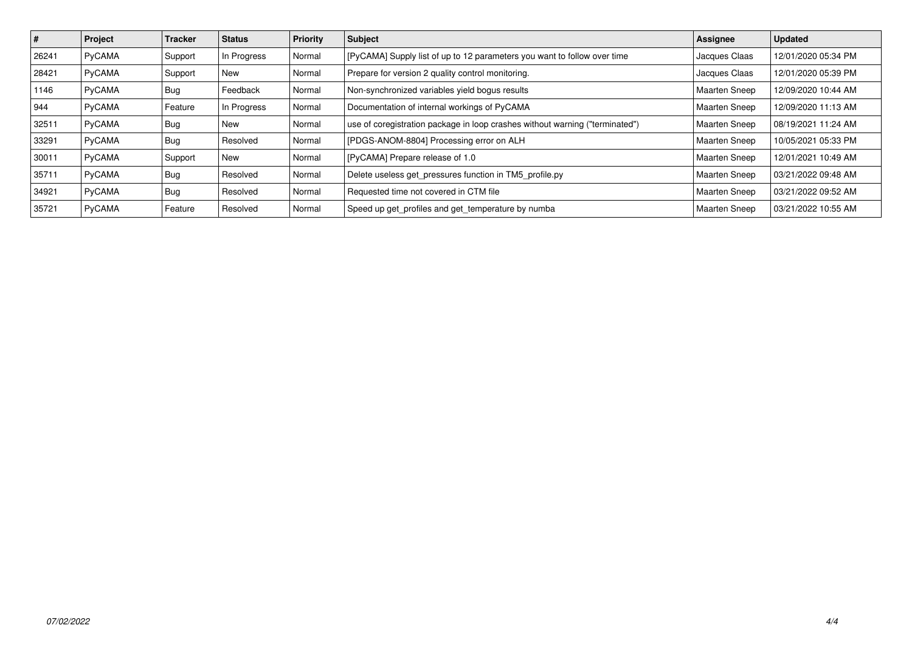| # | Project | Tracker | Status | Priority | Subject | Assignee | Updated |
|---|---|---|---|---|---|---|---|
| 26241 | PyCAMA | Support | In Progress | Normal | [PyCAMA] Supply list of up to 12 parameters you want to follow over time | Jacques Claas | 12/01/2020 05:34 PM |
| 28421 | PyCAMA | Support | New | Normal | Prepare for version 2 quality control monitoring. | Jacques Claas | 12/01/2020 05:39 PM |
| 1146 | PyCAMA | Bug | Feedback | Normal | Non-synchronized variables yield bogus results | Maarten Sneep | 12/09/2020 10:44 AM |
| 944 | PyCAMA | Feature | In Progress | Normal | Documentation of internal workings of PyCAMA | Maarten Sneep | 12/09/2020 11:13 AM |
| 32511 | PyCAMA | Bug | New | Normal | use of coregistration package in loop crashes without warning ("terminated") | Maarten Sneep | 08/19/2021 11:24 AM |
| 33291 | PyCAMA | Bug | Resolved | Normal | [PDGS-ANOM-8804] Processing error on ALH | Maarten Sneep | 10/05/2021 05:33 PM |
| 30011 | PyCAMA | Support | New | Normal | [PyCAMA] Prepare release of 1.0 | Maarten Sneep | 12/01/2021 10:49 AM |
| 35711 | PyCAMA | Bug | Resolved | Normal | Delete useless get_pressures function in TM5_profile.py | Maarten Sneep | 03/21/2022 09:48 AM |
| 34921 | PyCAMA | Bug | Resolved | Normal | Requested time not covered in CTM file | Maarten Sneep | 03/21/2022 09:52 AM |
| 35721 | PyCAMA | Feature | Resolved | Normal | Speed up get_profiles and get_temperature by numba | Maarten Sneep | 03/21/2022 10:55 AM |